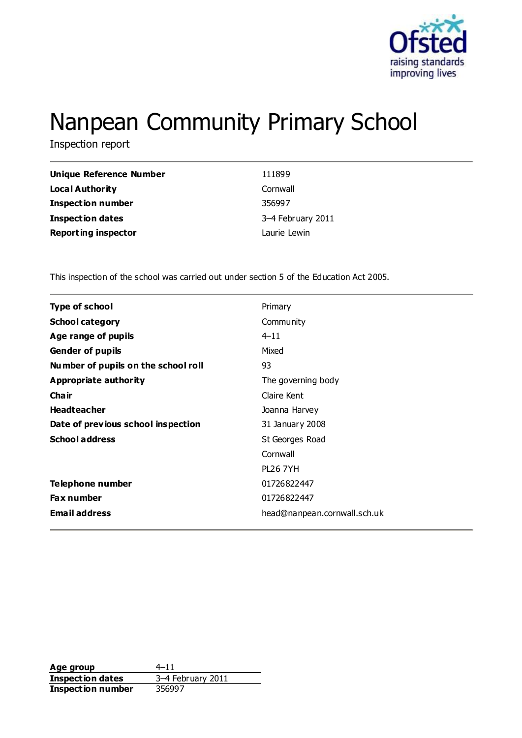# Nanpean Community Primary School

Inspection report

| | |
|---|---|
| **Unique Reference Number** | 111899 |
| **Local Authority** | Cornwall |
| **Inspection number** | 356997 |
| **Inspection dates** | 3–4 February 2011 |
| **Reporting inspector** | Laurie Lewin |

This inspection of the school was carried out under section 5 of the Education Act 2005.

| | |
|---|---|
| **Type of school** | Primary |
| **School category** | Community |
| **Age range of pupils** | 4–11 |
| **Gender of pupils** | Mixed |
| **Number of pupils on the school roll** | 93 |
| **Appropriate authority** | The governing body |
| **Chair** | Claire Kent |
| **Headteacher** | Joanna Harvey |
| **Date of previous school inspection** | 31 January 2008 |
| **School address** | St Georges Road<br>Cornwall<br>PL26 7YH |
| **Telephone number** | 01726822447 |
| **Fax number** | 01726822447 |
| **Email address** | head@nanpean.cornwall.sch.uk |

| | |
|---|---|
| **Age group** | 4–11 |
| **Inspection dates** | 3–4 February 2011 |
| **Inspection number** | 356997 |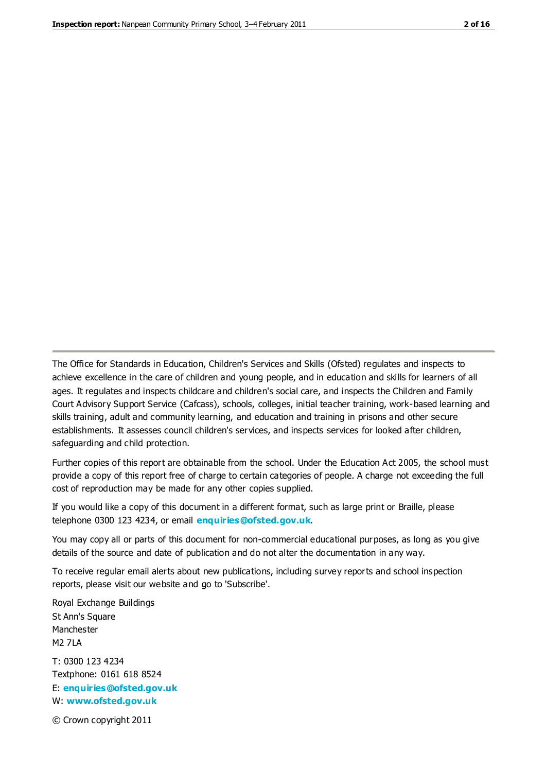The Office for Standards in Education, Children's Services and Skills (Ofsted) regulates and inspects to achieve excellence in the care of children and young people, and in education and skills for learners of all ages. It regulates and inspects childcare and children's social care, and inspects the Children and Family Court Advisory Support Service (Cafcass), schools, colleges, initial teacher training, work-based learning and skills training, adult and community learning, and education and training in prisons and other secure establishments. It assesses council children's services, and inspects services for looked after children, safeguarding and child protection.

Further copies of this report are obtainable from the school. Under the Education Act 2005, the school must provide a copy of this report free of charge to certain categories of people. A charge not exceeding the full cost of reproduction may be made for any other copies supplied.

If you would like a copy of this document in a different format, such as large print or Braille, please telephone 0300 123 4234, or email **enquiries@ofsted.gov.uk**.

You may copy all or parts of this document for non-commercial educational purposes, as long as you give details of the source and date of publication and do not alter the documentation in any way.

To receive regular email alerts about new publications, including survey reports and school inspection reports, please visit our website and go to 'Subscribe'.

Royal Exchange Buildings
St Ann's Square
Manchester
M2 7LA

T: 0300 123 4234
Textphone: 0161 618 8524
E: **enquiries@ofsted.gov.uk**
W: **www.ofsted.gov.uk**

© Crown copyright 2011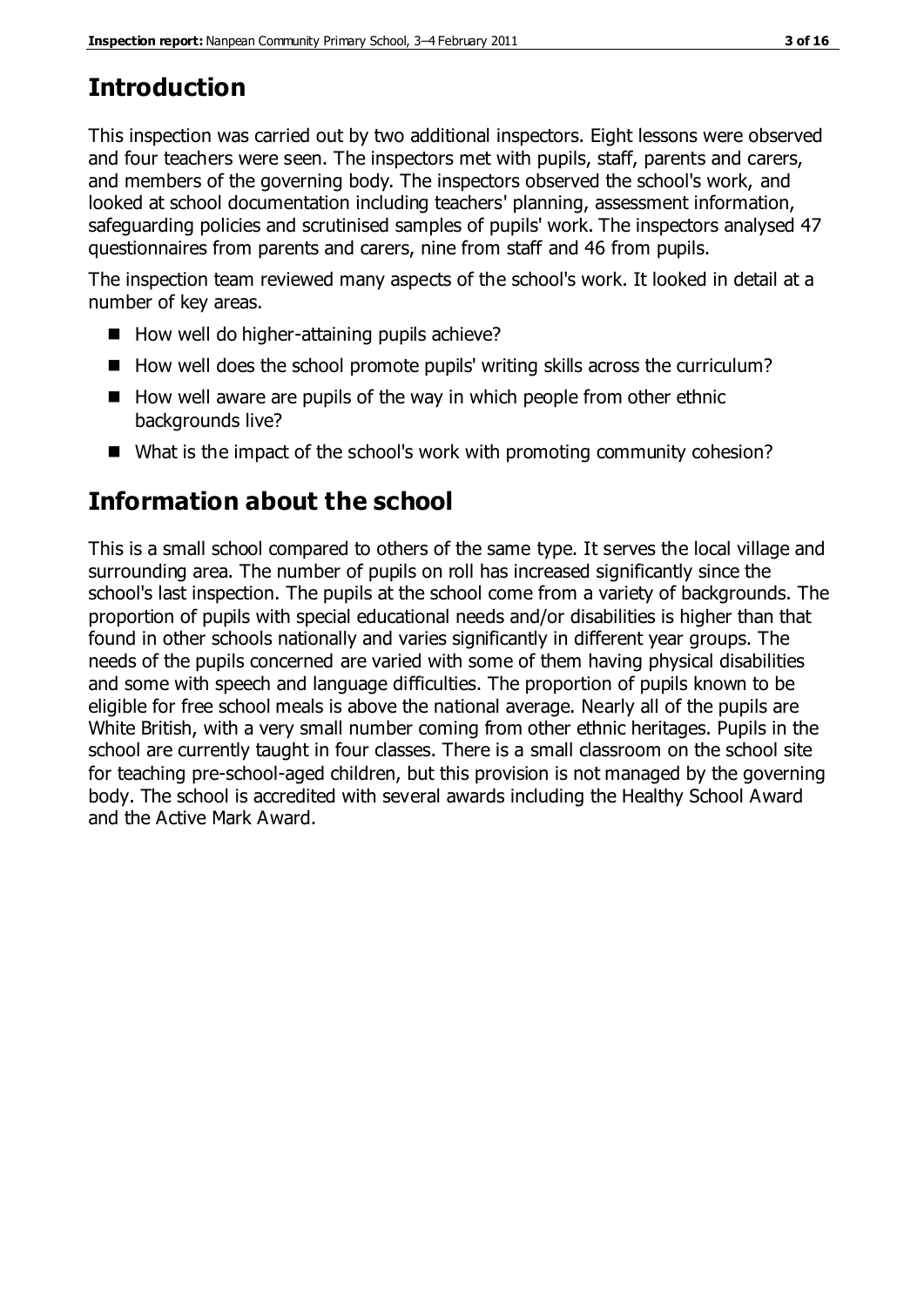## Introduction

This inspection was carried out by two additional inspectors. Eight lessons were observed and four teachers were seen. The inspectors met with pupils, staff, parents and carers, and members of the governing body. The inspectors observed the school's work, and looked at school documentation including teachers' planning, assessment information, safeguarding policies and scrutinised samples of pupils' work. The inspectors analysed 47 questionnaires from parents and carers, nine from staff and 46 from pupils.

The inspection team reviewed many aspects of the school's work. It looked in detail at a number of key areas.

- How well do higher-attaining pupils achieve?
- How well does the school promote pupils' writing skills across the curriculum?
- How well aware are pupils of the way in which people from other ethnic backgrounds live?
- What is the impact of the school's work with promoting community cohesion?

## Information about the school

This is a small school compared to others of the same type. It serves the local village and surrounding area. The number of pupils on roll has increased significantly since the school's last inspection. The pupils at the school come from a variety of backgrounds. The proportion of pupils with special educational needs and/or disabilities is higher than that found in other schools nationally and varies significantly in different year groups. The needs of the pupils concerned are varied with some of them having physical disabilities and some with speech and language difficulties. The proportion of pupils known to be eligible for free school meals is above the national average. Nearly all of the pupils are White British, with a very small number coming from other ethnic heritages. Pupils in the school are currently taught in four classes. There is a small classroom on the school site for teaching pre-school-aged children, but this provision is not managed by the governing body. The school is accredited with several awards including the Healthy School Award and the Active Mark Award.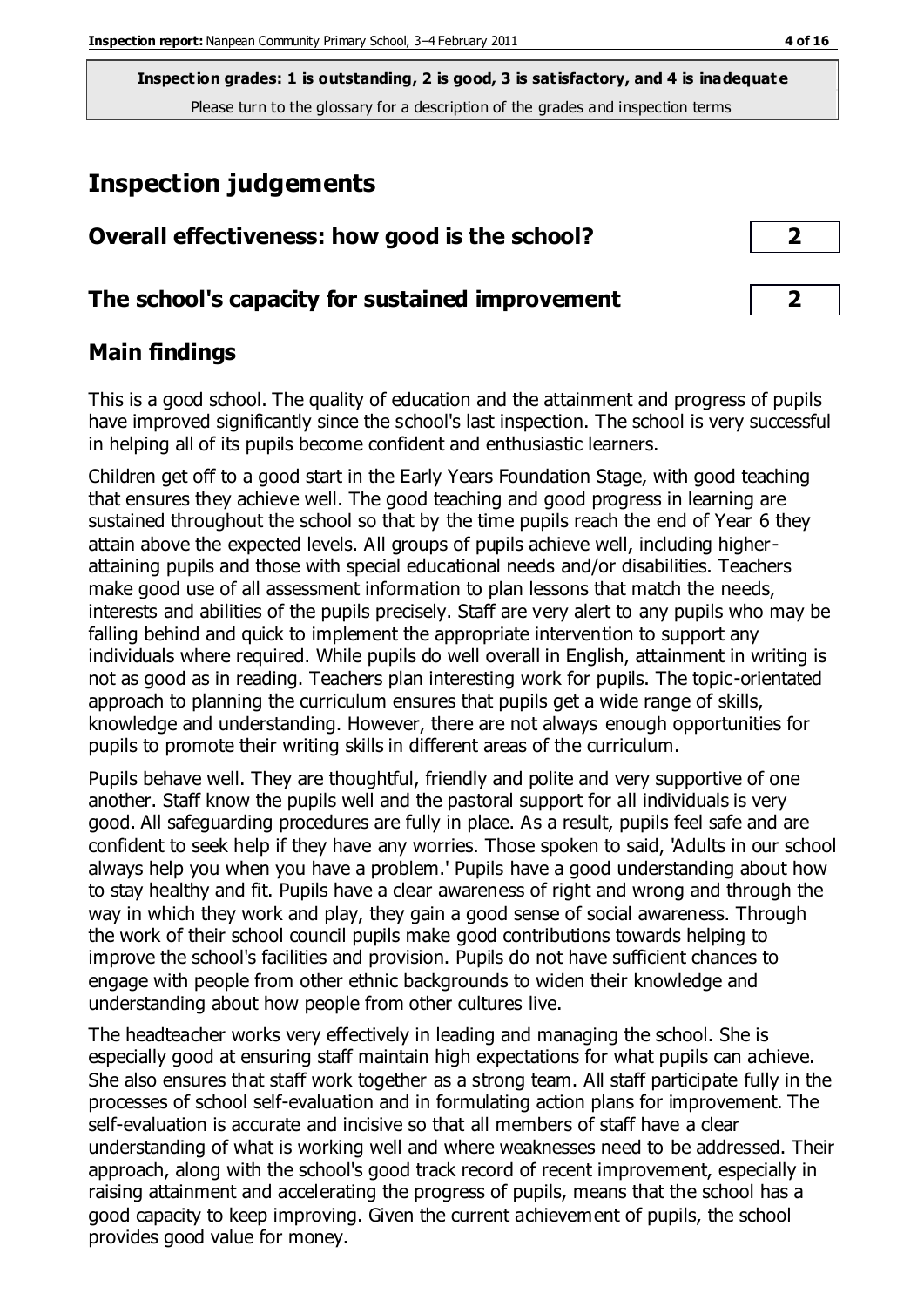**Inspection grades: 1 is outstanding, 2 is good, 3 is satisfactory, and 4 is inadequate**
Please turn to the glossary for a description of the grades and inspection terms

# Inspection judgements

| Overall effectiveness: how good is the school? | 2 |
|---|---|
| **The school's capacity for sustained improvement** | **2** |

## Main findings

This is a good school. The quality of education and the attainment and progress of pupils have improved significantly since the school's last inspection. The school is very successful in helping all of its pupils become confident and enthusiastic learners.

Children get off to a good start in the Early Years Foundation Stage, with good teaching that ensures they achieve well. The good teaching and good progress in learning are sustained throughout the school so that by the time pupils reach the end of Year 6 they attain above the expected levels. All groups of pupils achieve well, including higher-attaining pupils and those with special educational needs and/or disabilities. Teachers make good use of all assessment information to plan lessons that match the needs, interests and abilities of the pupils precisely. Staff are very alert to any pupils who may be falling behind and quick to implement the appropriate intervention to support any individuals where required. While pupils do well overall in English, attainment in writing is not as good as in reading. Teachers plan interesting work for pupils. The topic-orientated approach to planning the curriculum ensures that pupils get a wide range of skills, knowledge and understanding. However, there are not always enough opportunities for pupils to promote their writing skills in different areas of the curriculum.

Pupils behave well. They are thoughtful, friendly and polite and very supportive of one another. Staff know the pupils well and the pastoral support for all individuals is very good. All safeguarding procedures are fully in place. As a result, pupils feel safe and are confident to seek help if they have any worries. Those spoken to said, 'Adults in our school always help you when you have a problem.' Pupils have a good understanding about how to stay healthy and fit. Pupils have a clear awareness of right and wrong and through the way in which they work and play, they gain a good sense of social awareness. Through the work of their school council pupils make good contributions towards helping to improve the school's facilities and provision. Pupils do not have sufficient chances to engage with people from other ethnic backgrounds to widen their knowledge and understanding about how people from other cultures live.

The headteacher works very effectively in leading and managing the school. She is especially good at ensuring staff maintain high expectations for what pupils can achieve. She also ensures that staff work together as a strong team. All staff participate fully in the processes of school self-evaluation and in formulating action plans for improvement. The self-evaluation is accurate and incisive so that all members of staff have a clear understanding of what is working well and where weaknesses need to be addressed. Their approach, along with the school's good track record of recent improvement, especially in raising attainment and accelerating the progress of pupils, means that the school has a good capacity to keep improving. Given the current achievement of pupils, the school provides good value for money.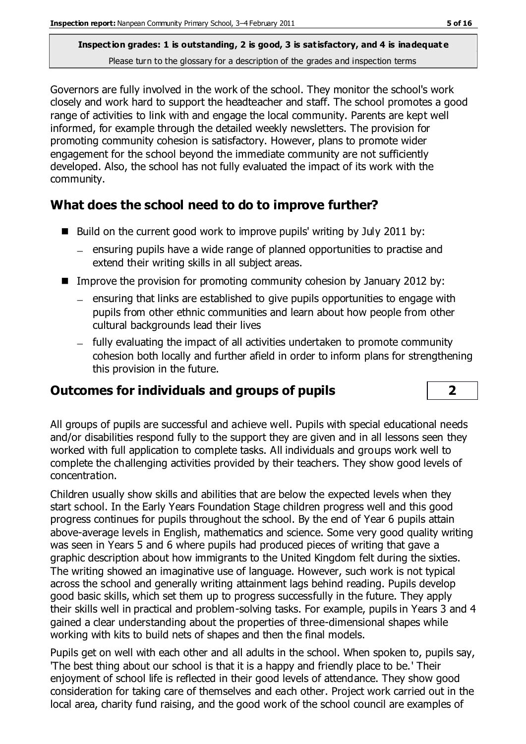Governors are fully involved in the work of the school. They monitor the school's work closely and work hard to support the headteacher and staff. The school promotes a good range of activities to link with and engage the local community. Parents are kept well informed, for example through the detailed weekly newsletters. The provision for promoting community cohesion is satisfactory. However, plans to promote wider engagement for the school beyond the immediate community are not sufficiently developed. Also, the school has not fully evaluated the impact of its work with the community.

## What does the school need to do to improve further?

- Build on the current good work to improve pupils' writing by July 2011 by:
  - ensuring pupils have a wide range of planned opportunities to practise and extend their writing skills in all subject areas.
- Improve the provision for promoting community cohesion by January 2012 by:
  - ensuring that links are established to give pupils opportunities to engage with pupils from other ethnic communities and learn about how people from other cultural backgrounds lead their lives
  - fully evaluating the impact of all activities undertaken to promote community cohesion both locally and further afield in order to inform plans for strengthening this provision in the future.

## Outcomes for individuals and groups of pupils — 2

All groups of pupils are successful and achieve well. Pupils with special educational needs and/or disabilities respond fully to the support they are given and in all lessons seen they worked with full application to complete tasks. All individuals and groups work well to complete the challenging activities provided by their teachers. They show good levels of concentration.

Children usually show skills and abilities that are below the expected levels when they start school. In the Early Years Foundation Stage children progress well and this good progress continues for pupils throughout the school. By the end of Year 6 pupils attain above-average levels in English, mathematics and science. Some very good quality writing was seen in Years 5 and 6 where pupils had produced pieces of writing that gave a graphic description about how immigrants to the United Kingdom felt during the sixties. The writing showed an imaginative use of language. However, such work is not typical across the school and generally writing attainment lags behind reading. Pupils develop good basic skills, which set them up to progress successfully in the future. They apply their skills well in practical and problem-solving tasks. For example, pupils in Years 3 and 4 gained a clear understanding about the properties of three-dimensional shapes while working with kits to build nets of shapes and then the final models.

Pupils get on well with each other and all adults in the school. When spoken to, pupils say, 'The best thing about our school is that it is a happy and friendly place to be.' Their enjoyment of school life is reflected in their good levels of attendance. They show good consideration for taking care of themselves and each other. Project work carried out in the local area, charity fund raising, and the good work of the school council are examples of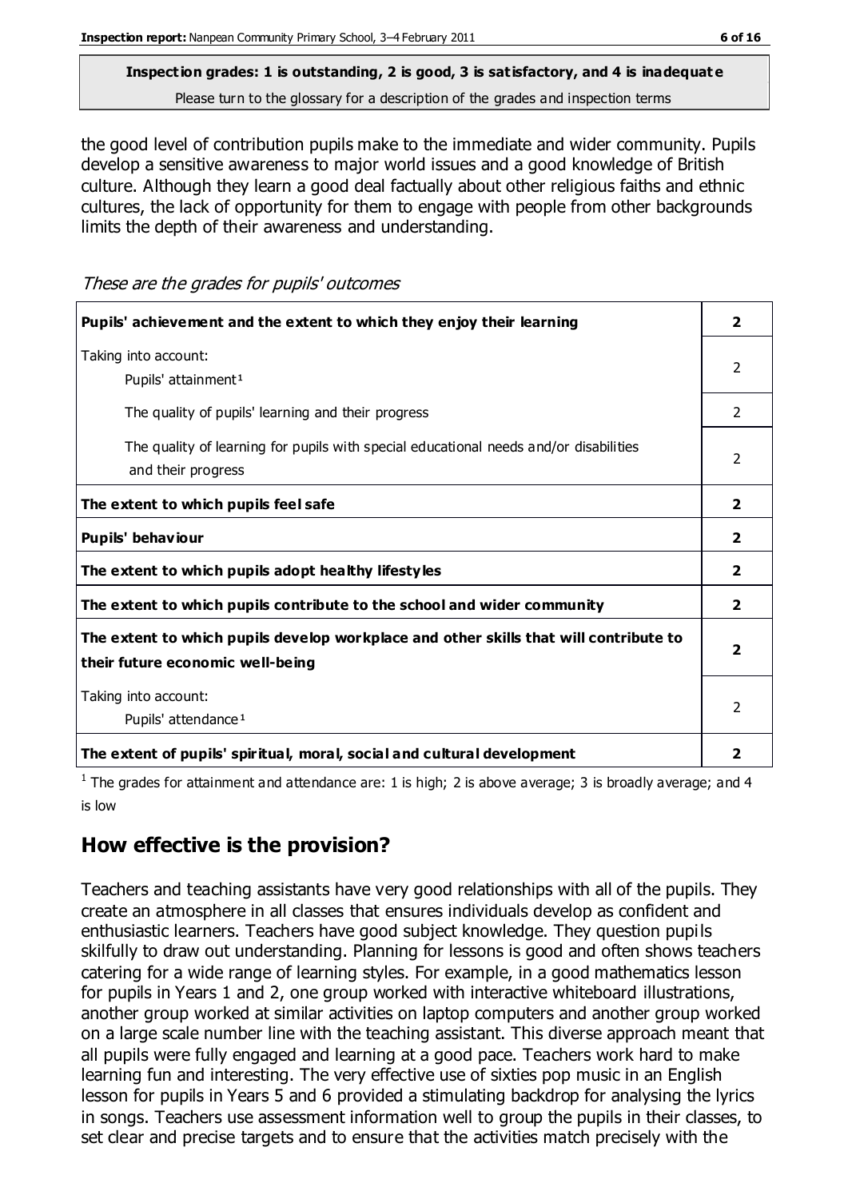**Inspection grades: 1 is outstanding, 2 is good, 3 is satisfactory, and 4 is inadequate**
Please turn to the glossary for a description of the grades and inspection terms

the good level of contribution pupils make to the immediate and wider community. Pupils develop a sensitive awareness to major world issues and a good knowledge of British culture. Although they learn a good deal factually about other religious faiths and ethnic cultures, the lack of opportunity for them to engage with people from other backgrounds limits the depth of their awareness and understanding.

*These are the grades for pupils' outcomes*

| | |
|---|---|
| **Pupils' achievement and the extent to which they enjoy their learning** | **2** |
| Taking into account: Pupils' attainment[1] | 2 |
| The quality of pupils' learning and their progress | 2 |
| The quality of learning for pupils with special educational needs and/or disabilities and their progress | 2 |
| **The extent to which pupils feel safe** | **2** |
| **Pupils' behaviour** | **2** |
| **The extent to which pupils adopt healthy lifestyles** | **2** |
| **The extent to which pupils contribute to the school and wider community** | **2** |
| **The extent to which pupils develop workplace and other skills that will contribute to their future economic well-being** | **2** |
| Taking into account: Pupils' attendance[1] | 2 |
| **The extent of pupils' spiritual, moral, social and cultural development** | **2** |

[1] The grades for attainment and attendance are: 1 is high; 2 is above average; 3 is broadly average; and 4 is low

## How effective is the provision?

Teachers and teaching assistants have very good relationships with all of the pupils. They create an atmosphere in all classes that ensures individuals develop as confident and enthusiastic learners. Teachers have good subject knowledge. They question pupils skilfully to draw out understanding. Planning for lessons is good and often shows teachers catering for a wide range of learning styles. For example, in a good mathematics lesson for pupils in Years 1 and 2, one group worked with interactive whiteboard illustrations, another group worked at similar activities on laptop computers and another group worked on a large scale number line with the teaching assistant. This diverse approach meant that all pupils were fully engaged and learning at a good pace. Teachers work hard to make learning fun and interesting. The very effective use of sixties pop music in an English lesson for pupils in Years 5 and 6 provided a stimulating backdrop for analysing the lyrics in songs. Teachers use assessment information well to group the pupils in their classes, to set clear and precise targets and to ensure that the activities match precisely with the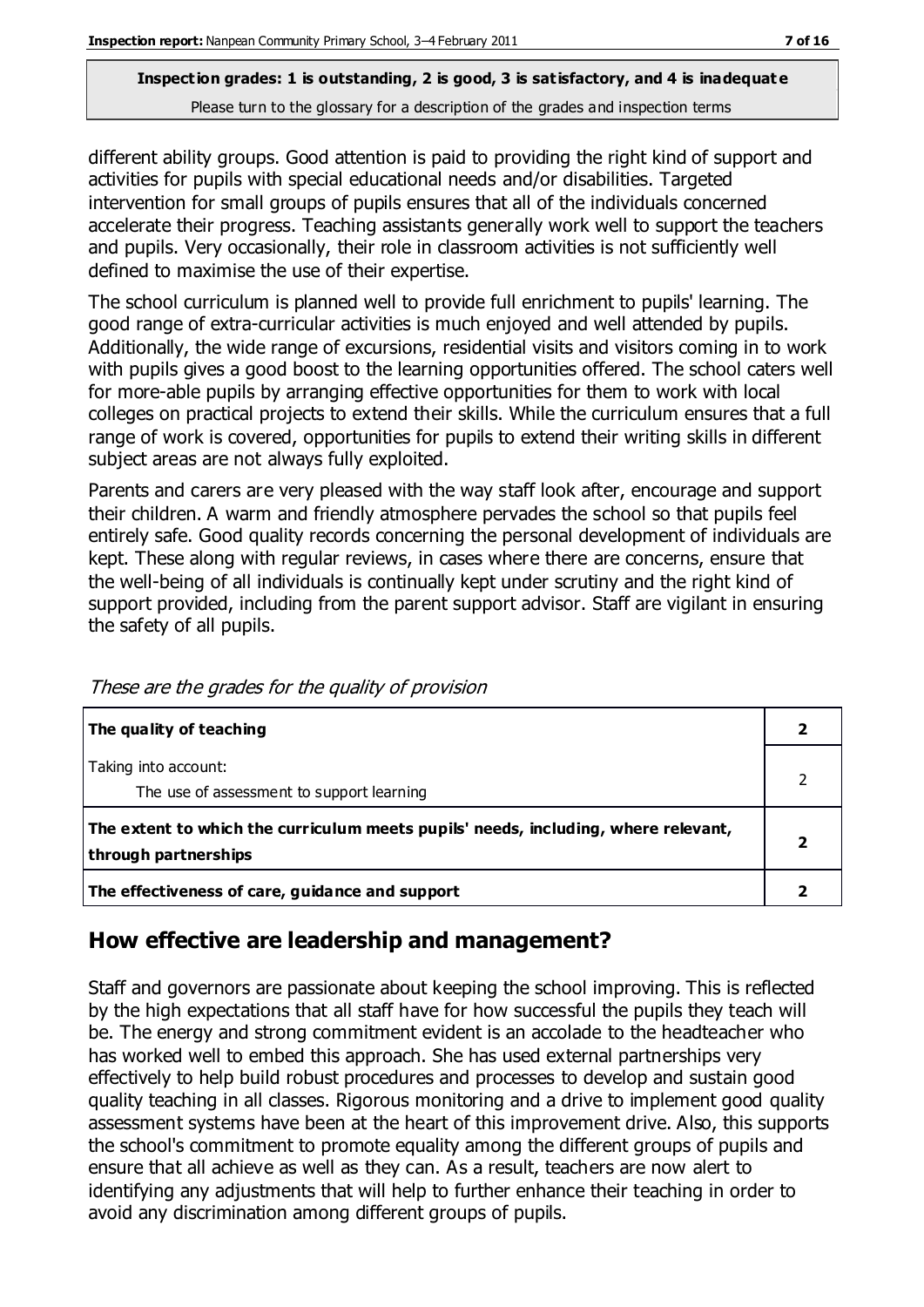**Inspection grades: 1 is outstanding, 2 is good, 3 is satisfactory, and 4 is inadequate**
Please turn to the glossary for a description of the grades and inspection terms

different ability groups. Good attention is paid to providing the right kind of support and activities for pupils with special educational needs and/or disabilities. Targeted intervention for small groups of pupils ensures that all of the individuals concerned accelerate their progress. Teaching assistants generally work well to support the teachers and pupils. Very occasionally, their role in classroom activities is not sufficiently well defined to maximise the use of their expertise.

The school curriculum is planned well to provide full enrichment to pupils' learning. The good range of extra-curricular activities is much enjoyed and well attended by pupils. Additionally, the wide range of excursions, residential visits and visitors coming in to work with pupils gives a good boost to the learning opportunities offered. The school caters well for more-able pupils by arranging effective opportunities for them to work with local colleges on practical projects to extend their skills. While the curriculum ensures that a full range of work is covered, opportunities for pupils to extend their writing skills in different subject areas are not always fully exploited.

Parents and carers are very pleased with the way staff look after, encourage and support their children. A warm and friendly atmosphere pervades the school so that pupils feel entirely safe. Good quality records concerning the personal development of individuals are kept. These along with regular reviews, in cases where there are concerns, ensure that the well-being of all individuals is continually kept under scrutiny and the right kind of support provided, including from the parent support advisor. Staff are vigilant in ensuring the safety of all pupils.

*These are the grades for the quality of provision*

| | |
|---|---|
| **The quality of teaching** | **2** |
| Taking into account:<br>The use of assessment to support learning | 2 |
| **The extent to which the curriculum meets pupils' needs, including, where relevant, through partnerships** | **2** |
| **The effectiveness of care, guidance and support** | **2** |

## How effective are leadership and management?

Staff and governors are passionate about keeping the school improving. This is reflected by the high expectations that all staff have for how successful the pupils they teach will be. The energy and strong commitment evident is an accolade to the headteacher who has worked well to embed this approach. She has used external partnerships very effectively to help build robust procedures and processes to develop and sustain good quality teaching in all classes. Rigorous monitoring and a drive to implement good quality assessment systems have been at the heart of this improvement drive. Also, this supports the school's commitment to promote equality among the different groups of pupils and ensure that all achieve as well as they can. As a result, teachers are now alert to identifying any adjustments that will help to further enhance their teaching in order to avoid any discrimination among different groups of pupils.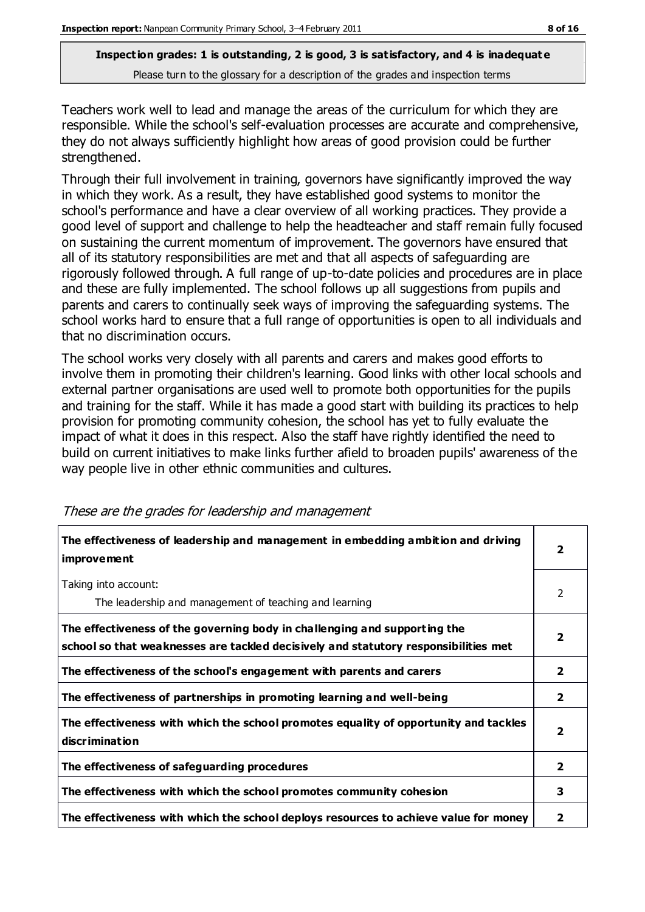**Inspection grades: 1 is outstanding, 2 is good, 3 is satisfactory, and 4 is inadequate**
Please turn to the glossary for a description of the grades and inspection terms

Teachers work well to lead and manage the areas of the curriculum for which they are responsible. While the school's self-evaluation processes are accurate and comprehensive, they do not always sufficiently highlight how areas of good provision could be further strengthened.

Through their full involvement in training, governors have significantly improved the way in which they work. As a result, they have established good systems to monitor the school's performance and have a clear overview of all working practices. They provide a good level of support and challenge to help the headteacher and staff remain fully focused on sustaining the current momentum of improvement. The governors have ensured that all of its statutory responsibilities are met and that all aspects of safeguarding are rigorously followed through. A full range of up-to-date policies and procedures are in place and these are fully implemented. The school follows up all suggestions from pupils and parents and carers to continually seek ways of improving the safeguarding systems. The school works hard to ensure that a full range of opportunities is open to all individuals and that no discrimination occurs.

The school works very closely with all parents and carers and makes good efforts to involve them in promoting their children's learning. Good links with other local schools and external partner organisations are used well to promote both opportunities for the pupils and training for the staff. While it has made a good start with building its practices to help provision for promoting community cohesion, the school has yet to fully evaluate the impact of what it does in this respect. Also the staff have rightly identified the need to build on current initiatives to make links further afield to broaden pupils' awareness of the way people live in other ethnic communities and cultures.

*These are the grades for leadership and management*

| | |
|---|---|
| **The effectiveness of leadership and management in embedding ambition and driving improvement** | **2** |
| Taking into account:<br>The leadership and management of teaching and learning | 2 |
| **The effectiveness of the governing body in challenging and supporting the school so that weaknesses are tackled decisively and statutory responsibilities met** | **2** |
| **The effectiveness of the school's engagement with parents and carers** | **2** |
| **The effectiveness of partnerships in promoting learning and well-being** | **2** |
| **The effectiveness with which the school promotes equality of opportunity and tackles discrimination** | **2** |
| **The effectiveness of safeguarding procedures** | **2** |
| **The effectiveness with which the school promotes community cohesion** | **3** |
| **The effectiveness with which the school deploys resources to achieve value for money** | **2** |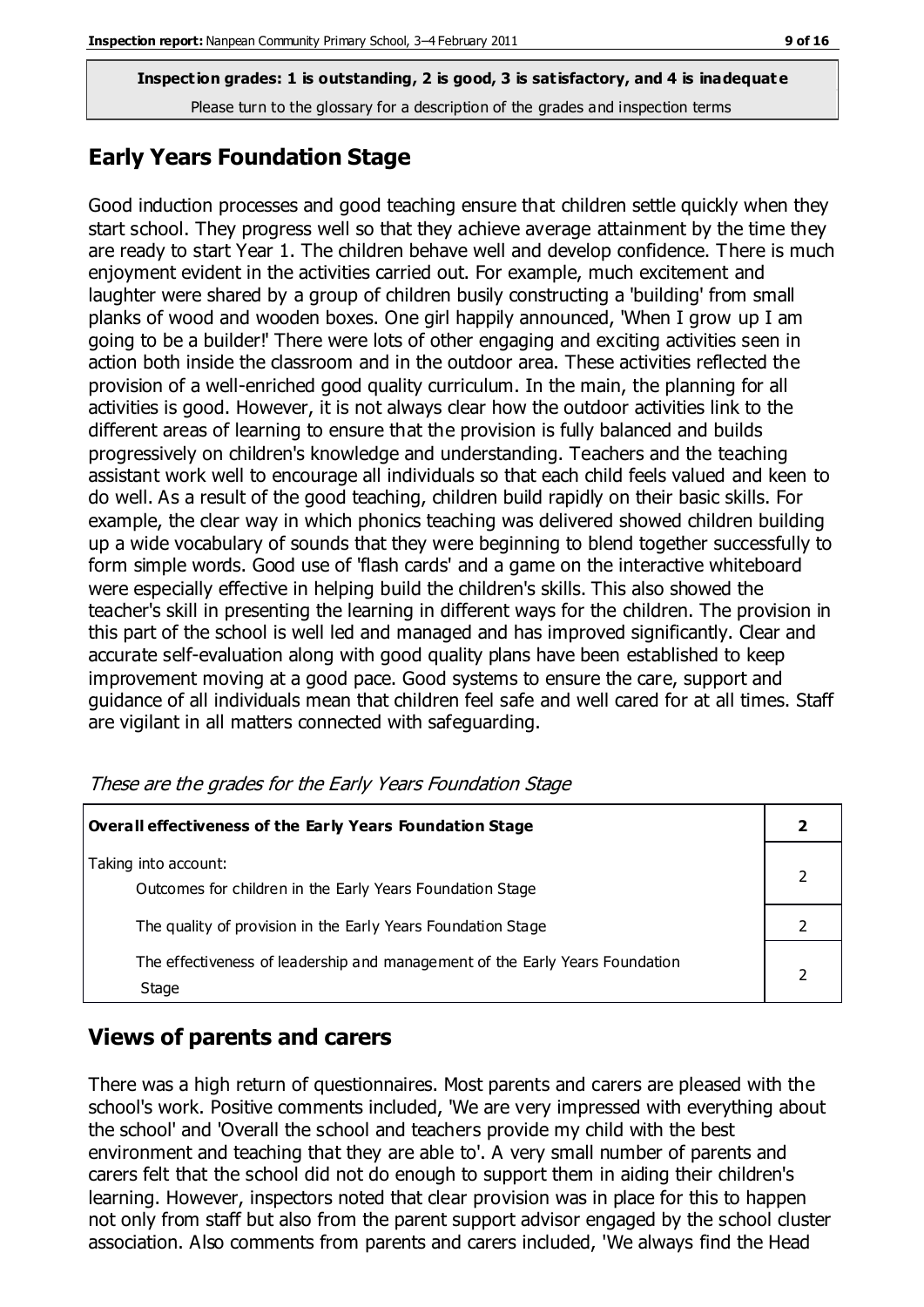**Inspection grades: 1 is outstanding, 2 is good, 3 is satisfactory, and 4 is inadequate**
Please turn to the glossary for a description of the grades and inspection terms

## Early Years Foundation Stage

Good induction processes and good teaching ensure that children settle quickly when they start school. They progress well so that they achieve average attainment by the time they are ready to start Year 1. The children behave well and develop confidence. There is much enjoyment evident in the activities carried out. For example, much excitement and laughter were shared by a group of children busily constructing a 'building' from small planks of wood and wooden boxes. One girl happily announced, 'When I grow up I am going to be a builder!' There were lots of other engaging and exciting activities seen in action both inside the classroom and in the outdoor area. These activities reflected the provision of a well-enriched good quality curriculum. In the main, the planning for all activities is good. However, it is not always clear how the outdoor activities link to the different areas of learning to ensure that the provision is fully balanced and builds progressively on children's knowledge and understanding. Teachers and the teaching assistant work well to encourage all individuals so that each child feels valued and keen to do well. As a result of the good teaching, children build rapidly on their basic skills. For example, the clear way in which phonics teaching was delivered showed children building up a wide vocabulary of sounds that they were beginning to blend together successfully to form simple words. Good use of 'flash cards' and a game on the interactive whiteboard were especially effective in helping build the children's skills. This also showed the teacher's skill in presenting the learning in different ways for the children. The provision in this part of the school is well led and managed and has improved significantly. Clear and accurate self-evaluation along with good quality plans have been established to keep improvement moving at a good pace. Good systems to ensure the care, support and guidance of all individuals mean that children feel safe and well cared for at all times. Staff are vigilant in all matters connected with safeguarding.

*These are the grades for the Early Years Foundation Stage*

| **Overall effectiveness of the Early Years Foundation Stage** | **2** |
|---|---|
| Taking into account:<br>Outcomes for children in the Early Years Foundation Stage | 2 |
| The quality of provision in the Early Years Foundation Stage | 2 |
| The effectiveness of leadership and management of the Early Years Foundation Stage | 2 |

## Views of parents and carers

There was a high return of questionnaires. Most parents and carers are pleased with the school's work. Positive comments included, 'We are very impressed with everything about the school' and 'Overall the school and teachers provide my child with the best environment and teaching that they are able to'. A very small number of parents and carers felt that the school did not do enough to support them in aiding their children's learning. However, inspectors noted that clear provision was in place for this to happen not only from staff but also from the parent support advisor engaged by the school cluster association. Also comments from parents and carers included, 'We always find the Head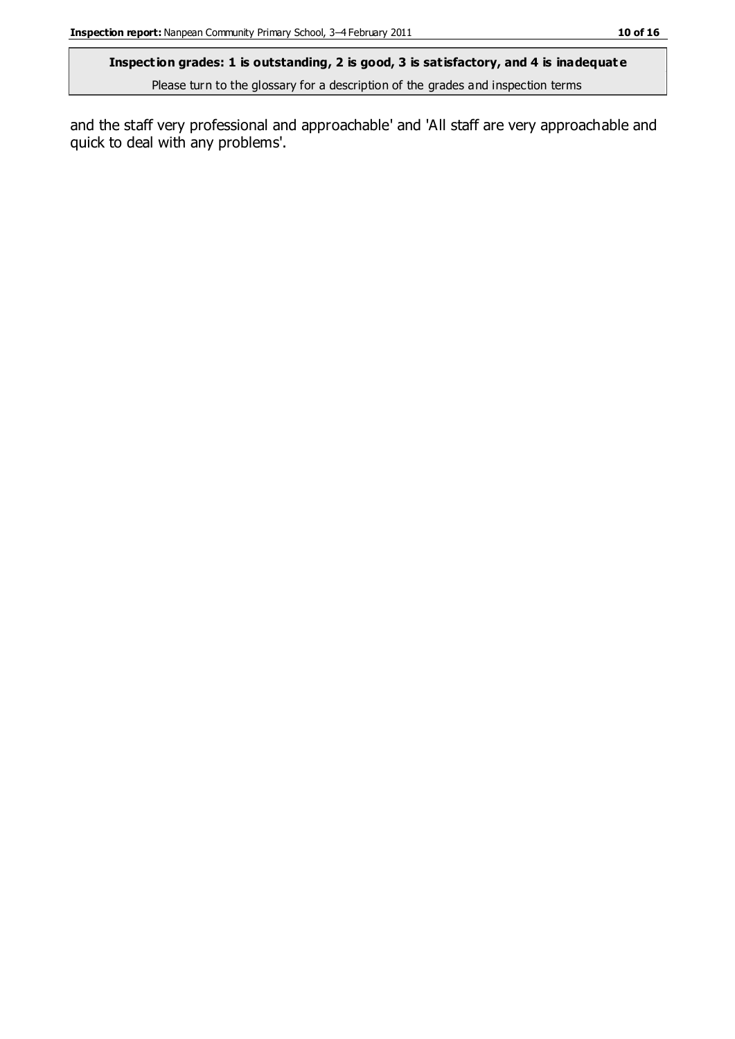**Inspection grades: 1 is outstanding, 2 is good, 3 is satisfactory, and 4 is inadequate**

Please turn to the glossary for a description of the grades and inspection terms

and the staff very professional and approachable' and 'All staff are very approachable and quick to deal with any problems'.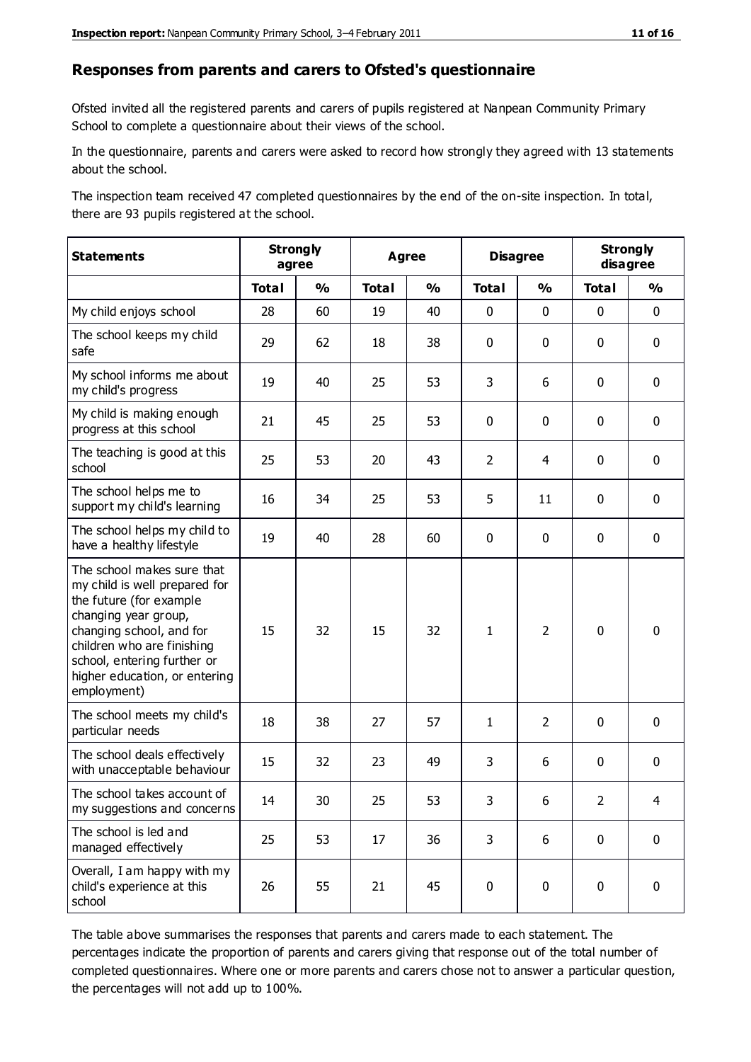## Responses from parents and carers to Ofsted's questionnaire

Ofsted invited all the registered parents and carers of pupils registered at Nanpean Community Primary School to complete a questionnaire about their views of the school.

In the questionnaire, parents and carers were asked to record how strongly they agreed with 13 statements about the school.

The inspection team received 47 completed questionnaires by the end of the on-site inspection. In total, there are 93 pupils registered at the school.

| Statements | Strongly agree | | Agree | | Disagree | | Strongly disagree | |
|---|---|---|---|---|---|---|---|---|
| | Total | % | Total | % | Total | % | Total | % |
| My child enjoys school | 28 | 60 | 19 | 40 | 0 | 0 | 0 | 0 |
| The school keeps my child safe | 29 | 62 | 18 | 38 | 0 | 0 | 0 | 0 |
| My school informs me about my child's progress | 19 | 40 | 25 | 53 | 3 | 6 | 0 | 0 |
| My child is making enough progress at this school | 21 | 45 | 25 | 53 | 0 | 0 | 0 | 0 |
| The teaching is good at this school | 25 | 53 | 20 | 43 | 2 | 4 | 0 | 0 |
| The school helps me to support my child's learning | 16 | 34 | 25 | 53 | 5 | 11 | 0 | 0 |
| The school helps my child to have a healthy lifestyle | 19 | 40 | 28 | 60 | 0 | 0 | 0 | 0 |
| The school makes sure that my child is well prepared for the future (for example changing year group, changing school, and for children who are finishing school, entering further or higher education, or entering employment) | 15 | 32 | 15 | 32 | 1 | 2 | 0 | 0 |
| The school meets my child's particular needs | 18 | 38 | 27 | 57 | 1 | 2 | 0 | 0 |
| The school deals effectively with unacceptable behaviour | 15 | 32 | 23 | 49 | 3 | 6 | 0 | 0 |
| The school takes account of my suggestions and concerns | 14 | 30 | 25 | 53 | 3 | 6 | 2 | 4 |
| The school is led and managed effectively | 25 | 53 | 17 | 36 | 3 | 6 | 0 | 0 |
| Overall, I am happy with my child's experience at this school | 26 | 55 | 21 | 45 | 0 | 0 | 0 | 0 |

The table above summarises the responses that parents and carers made to each statement. The percentages indicate the proportion of parents and carers giving that response out of the total number of completed questionnaires. Where one or more parents and carers chose not to answer a particular question, the percentages will not add up to 100%.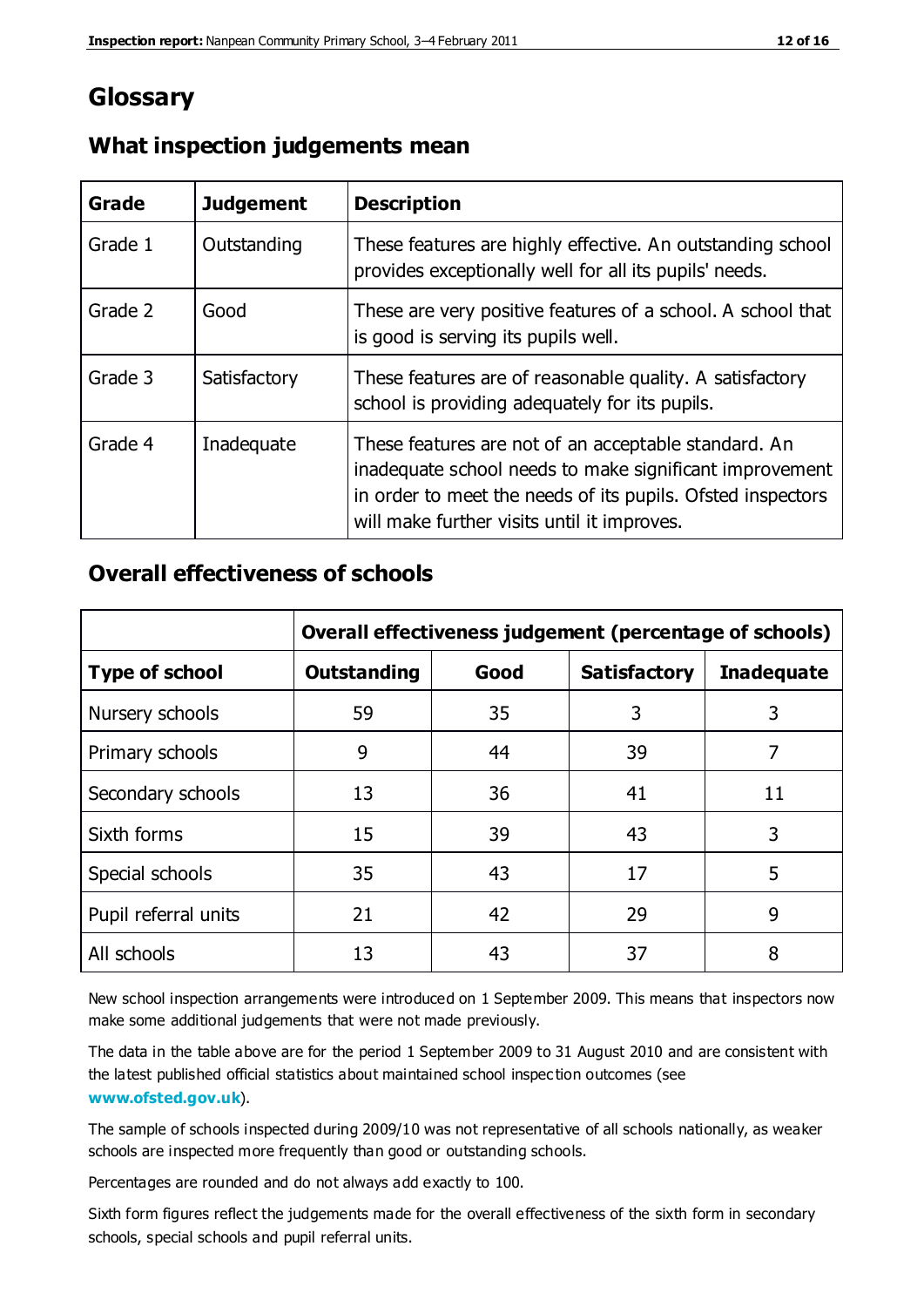# Glossary

## What inspection judgements mean

| Grade | Judgement | Description |
|---|---|---|
| Grade 1 | Outstanding | These features are highly effective. An outstanding school provides exceptionally well for all its pupils' needs. |
| Grade 2 | Good | These are very positive features of a school. A school that is good is serving its pupils well. |
| Grade 3 | Satisfactory | These features are of reasonable quality. A satisfactory school is providing adequately for its pupils. |
| Grade 4 | Inadequate | These features are not of an acceptable standard. An inadequate school needs to make significant improvement in order to meet the needs of its pupils. Ofsted inspectors will make further visits until it improves. |

## Overall effectiveness of schools

| | Overall effectiveness judgement (percentage of schools) | | | |
|---|---|---|---|---|
| **Type of school** | **Outstanding** | **Good** | **Satisfactory** | **Inadequate** |
| Nursery schools | 59 | 35 | 3 | 3 |
| Primary schools | 9 | 44 | 39 | 7 |
| Secondary schools | 13 | 36 | 41 | 11 |
| Sixth forms | 15 | 39 | 43 | 3 |
| Special schools | 35 | 43 | 17 | 5 |
| Pupil referral units | 21 | 42 | 29 | 9 |
| All schools | 13 | 43 | 37 | 8 |

New school inspection arrangements were introduced on 1 September 2009. This means that inspectors now make some additional judgements that were not made previously.

The data in the table above are for the period 1 September 2009 to 31 August 2010 and are consistent with the latest published official statistics about maintained school inspection outcomes (see **www.ofsted.gov.uk**).

The sample of schools inspected during 2009/10 was not representative of all schools nationally, as weaker schools are inspected more frequently than good or outstanding schools.

Percentages are rounded and do not always add exactly to 100.

Sixth form figures reflect the judgements made for the overall effectiveness of the sixth form in secondary schools, special schools and pupil referral units.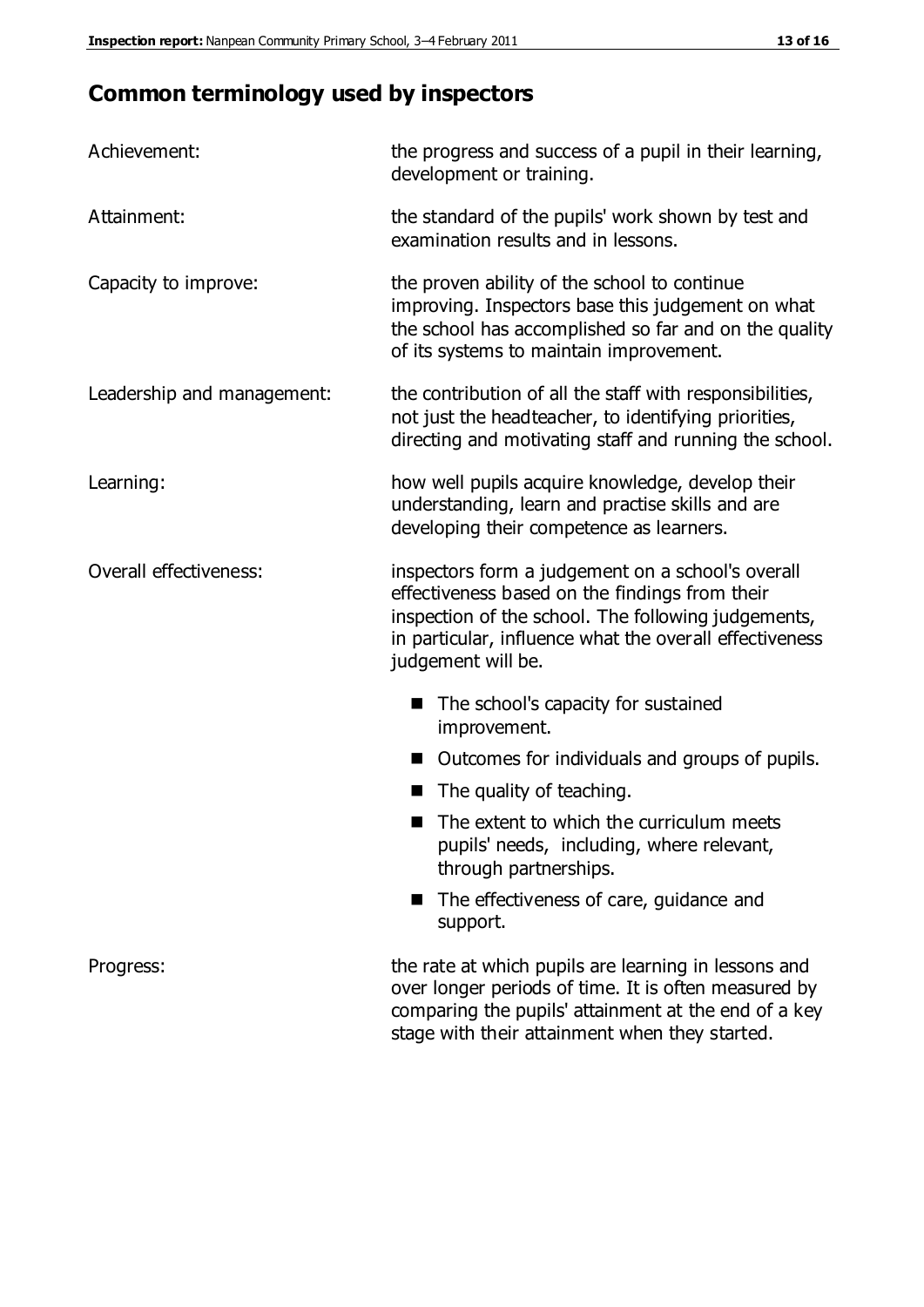## Common terminology used by inspectors

| | |
|---|---|
| Achievement: | the progress and success of a pupil in their learning, development or training. |
| Attainment: | the standard of the pupils' work shown by test and examination results and in lessons. |
| Capacity to improve: | the proven ability of the school to continue improving. Inspectors base this judgement on what the school has accomplished so far and on the quality of its systems to maintain improvement. |
| Leadership and management: | the contribution of all the staff with responsibilities, not just the headteacher, to identifying priorities, directing and motivating staff and running the school. |
| Learning: | how well pupils acquire knowledge, develop their understanding, learn and practise skills and are developing their competence as learners. |
| Overall effectiveness: | inspectors form a judgement on a school's overall effectiveness based on the findings from their inspection of the school. The following judgements, in particular, influence what the overall effectiveness judgement will be.<br>■ The school's capacity for sustained improvement.<br>■ Outcomes for individuals and groups of pupils.<br>■ The quality of teaching.<br>■ The extent to which the curriculum meets pupils' needs, including, where relevant, through partnerships.<br>■ The effectiveness of care, guidance and support. |
| Progress: | the rate at which pupils are learning in lessons and over longer periods of time. It is often measured by comparing the pupils' attainment at the end of a key stage with their attainment when they started. |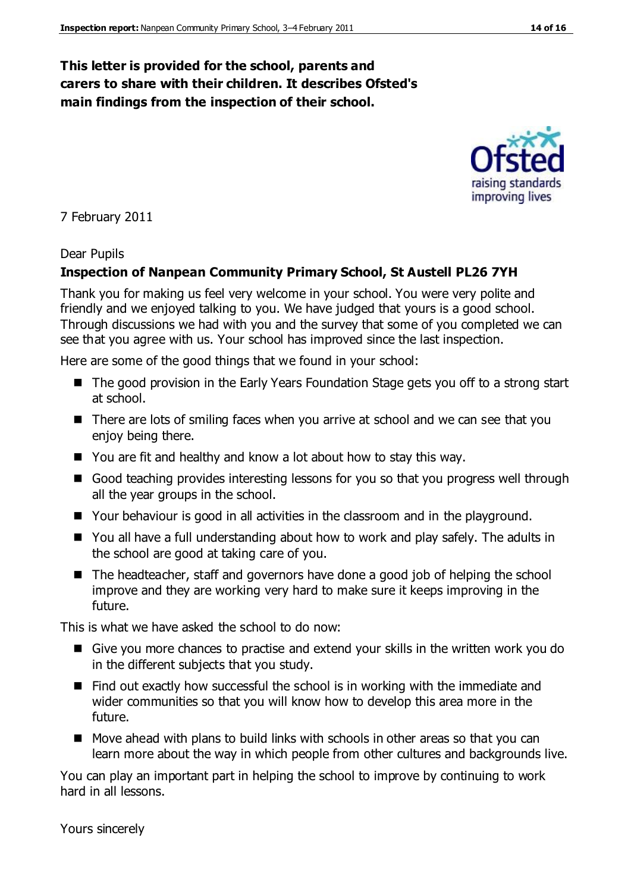**This letter is provided for the school, parents and carers to share with their children. It describes Ofsted's main findings from the inspection of their school.**

7 February 2011

Dear Pupils

**Inspection of Nanpean Community Primary School, St Austell PL26 7YH**

Thank you for making us feel very welcome in your school. You were very polite and friendly and we enjoyed talking to you. We have judged that yours is a good school. Through discussions we had with you and the survey that some of you completed we can see that you agree with us. Your school has improved since the last inspection.

Here are some of the good things that we found in your school:

- The good provision in the Early Years Foundation Stage gets you off to a strong start at school.
- There are lots of smiling faces when you arrive at school and we can see that you enjoy being there.
- You are fit and healthy and know a lot about how to stay this way.
- Good teaching provides interesting lessons for you so that you progress well through all the year groups in the school.
- Your behaviour is good in all activities in the classroom and in the playground.
- You all have a full understanding about how to work and play safely. The adults in the school are good at taking care of you.
- The headteacher, staff and governors have done a good job of helping the school improve and they are working very hard to make sure it keeps improving in the future.

This is what we have asked the school to do now:

- Give you more chances to practise and extend your skills in the written work you do in the different subjects that you study.
- Find out exactly how successful the school is in working with the immediate and wider communities so that you will know how to develop this area more in the future.
- Move ahead with plans to build links with schools in other areas so that you can learn more about the way in which people from other cultures and backgrounds live.

You can play an important part in helping the school to improve by continuing to work hard in all lessons.

Yours sincerely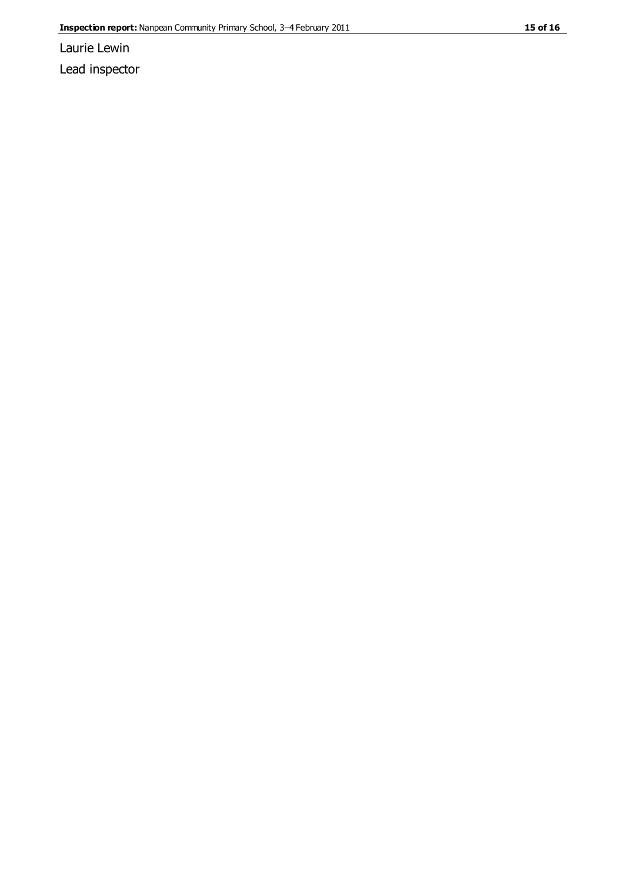Laurie Lewin

Lead inspector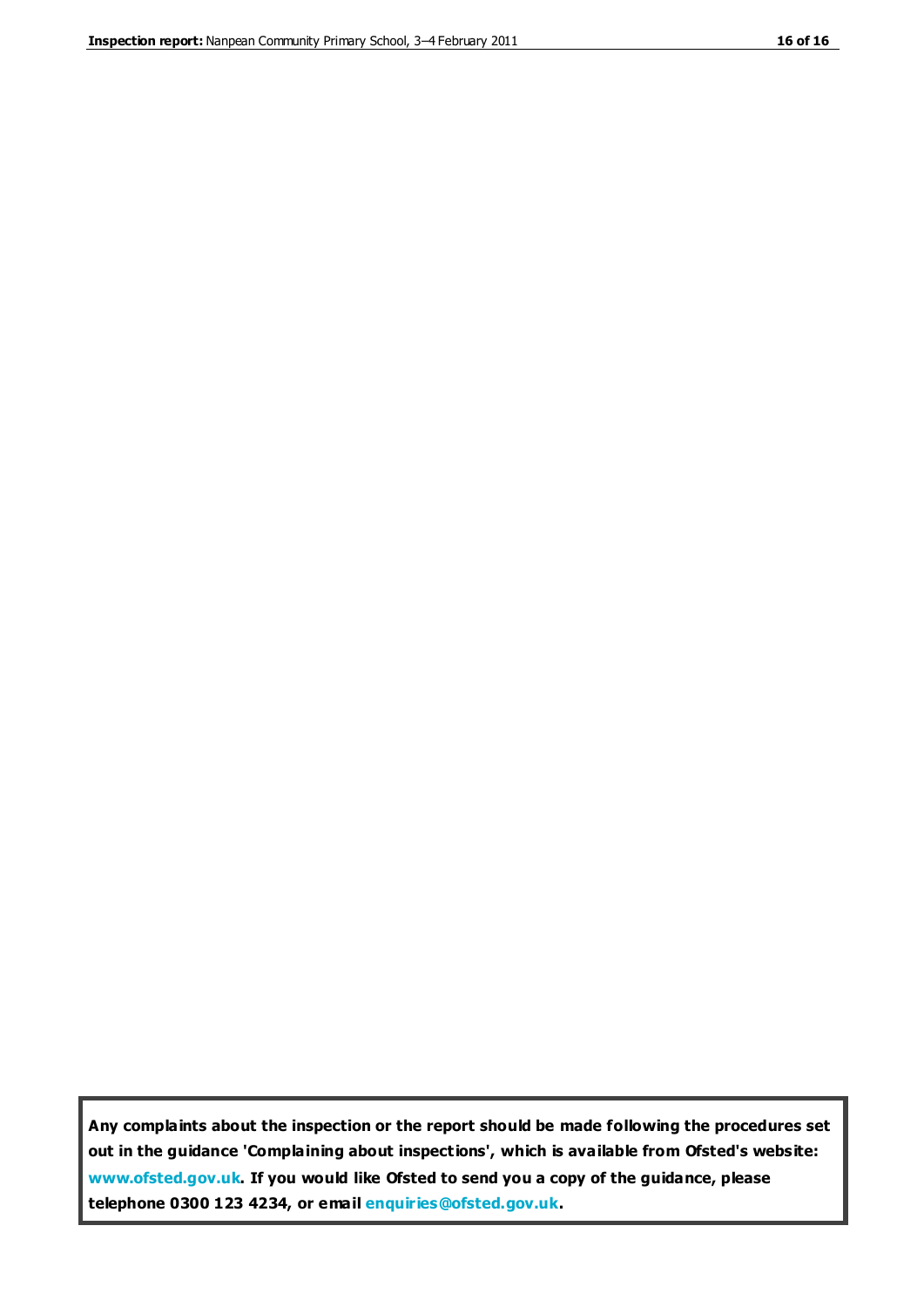**Any complaints about the inspection or the report should be made following the procedures set out in the guidance 'Complaining about inspections', which is available from Ofsted's website: www.ofsted.gov.uk. If you would like Ofsted to send you a copy of the guidance, please telephone 0300 123 4234, or email enquiries@ofsted.gov.uk.**